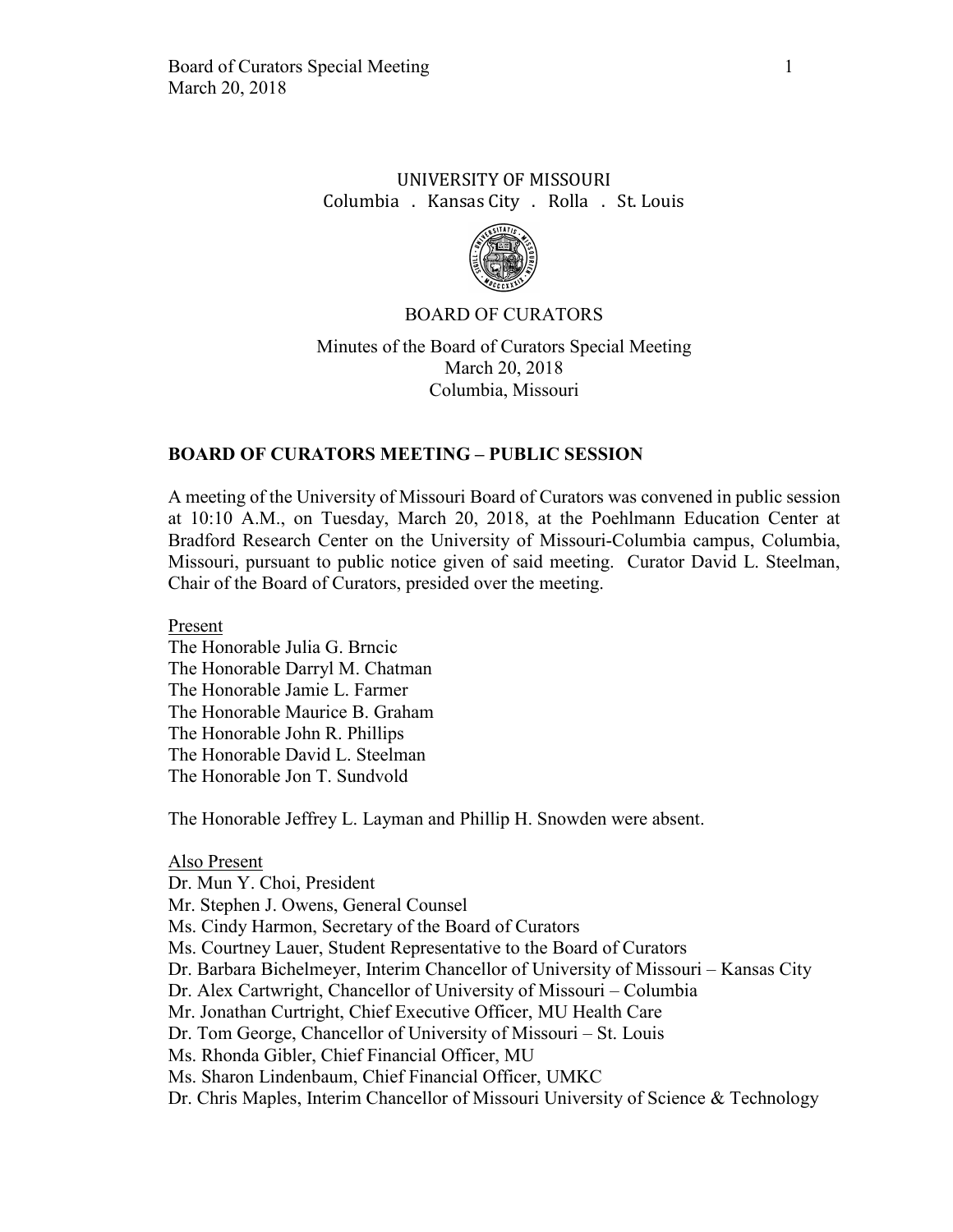UNIVERSITY OF MISSOURI
Columbia . Kansas City . Rolla . St. Louis

BOARD OF CURATORS

Minutes of the Board of Curators Special Meeting
March 20, 2018
Columbia, Missouri

## BOARD OF CURATORS MEETING – PUBLIC SESSION

A meeting of the University of Missouri Board of Curators was convened in public session at 10:10 A.M., on Tuesday, March 20, 2018, at the Poehlmann Education Center at Bradford Research Center on the University of Missouri-Columbia campus, Columbia, Missouri, pursuant to public notice given of said meeting. Curator David L. Steelman, Chair of the Board of Curators, presided over the meeting.

Present
The Honorable Julia G. Brncic
The Honorable Darryl M. Chatman
The Honorable Jamie L. Farmer
The Honorable Maurice B. Graham
The Honorable John R. Phillips
The Honorable David L. Steelman
The Honorable Jon T. Sundvold

The Honorable Jeffrey L. Layman and Phillip H. Snowden were absent.

Also Present
Dr. Mun Y. Choi, President
Mr. Stephen J. Owens, General Counsel
Ms. Cindy Harmon, Secretary of the Board of Curators
Ms. Courtney Lauer, Student Representative to the Board of Curators
Dr. Barbara Bichelmeyer, Interim Chancellor of University of Missouri – Kansas City
Dr. Alex Cartwright, Chancellor of University of Missouri – Columbia
Mr. Jonathan Curtright, Chief Executive Officer, MU Health Care
Dr. Tom George, Chancellor of University of Missouri – St. Louis
Ms. Rhonda Gibler, Chief Financial Officer, MU
Ms. Sharon Lindenbaum, Chief Financial Officer, UMKC
Dr. Chris Maples, Interim Chancellor of Missouri University of Science & Technology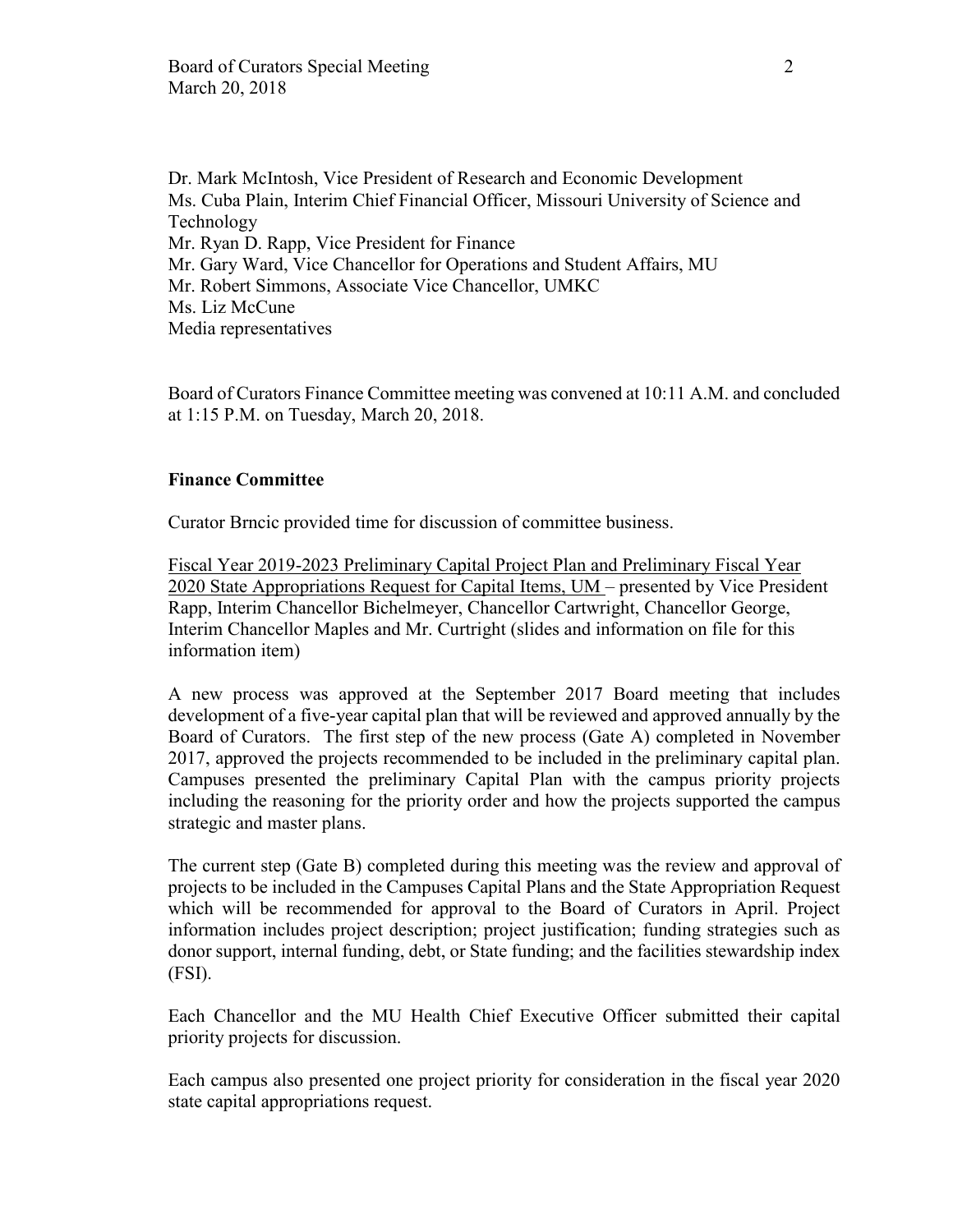Dr. Mark McIntosh, Vice President of Research and Economic Development
Ms. Cuba Plain, Interim Chief Financial Officer, Missouri University of Science and Technology
Mr. Ryan D. Rapp, Vice President for Finance
Mr. Gary Ward, Vice Chancellor for Operations and Student Affairs, MU
Mr. Robert Simmons, Associate Vice Chancellor, UMKC
Ms. Liz McCune
Media representatives

Board of Curators Finance Committee meeting was convened at 10:11 A.M. and concluded at 1:15 P.M. on Tuesday, March 20, 2018.

**Finance Committee**

Curator Brncic provided time for discussion of committee business.

Fiscal Year 2019-2023 Preliminary Capital Project Plan and Preliminary Fiscal Year 2020 State Appropriations Request for Capital Items, UM – presented by Vice President Rapp, Interim Chancellor Bichelmeyer, Chancellor Cartwright, Chancellor George, Interim Chancellor Maples and Mr. Curtright (slides and information on file for this information item)

A new process was approved at the September 2017 Board meeting that includes development of a five-year capital plan that will be reviewed and approved annually by the Board of Curators. The first step of the new process (Gate A) completed in November 2017, approved the projects recommended to be included in the preliminary capital plan. Campuses presented the preliminary Capital Plan with the campus priority projects including the reasoning for the priority order and how the projects supported the campus strategic and master plans.

The current step (Gate B) completed during this meeting was the review and approval of projects to be included in the Campuses Capital Plans and the State Appropriation Request which will be recommended for approval to the Board of Curators in April. Project information includes project description; project justification; funding strategies such as donor support, internal funding, debt, or State funding; and the facilities stewardship index (FSI).

Each Chancellor and the MU Health Chief Executive Officer submitted their capital priority projects for discussion.

Each campus also presented one project priority for consideration in the fiscal year 2020 state capital appropriations request.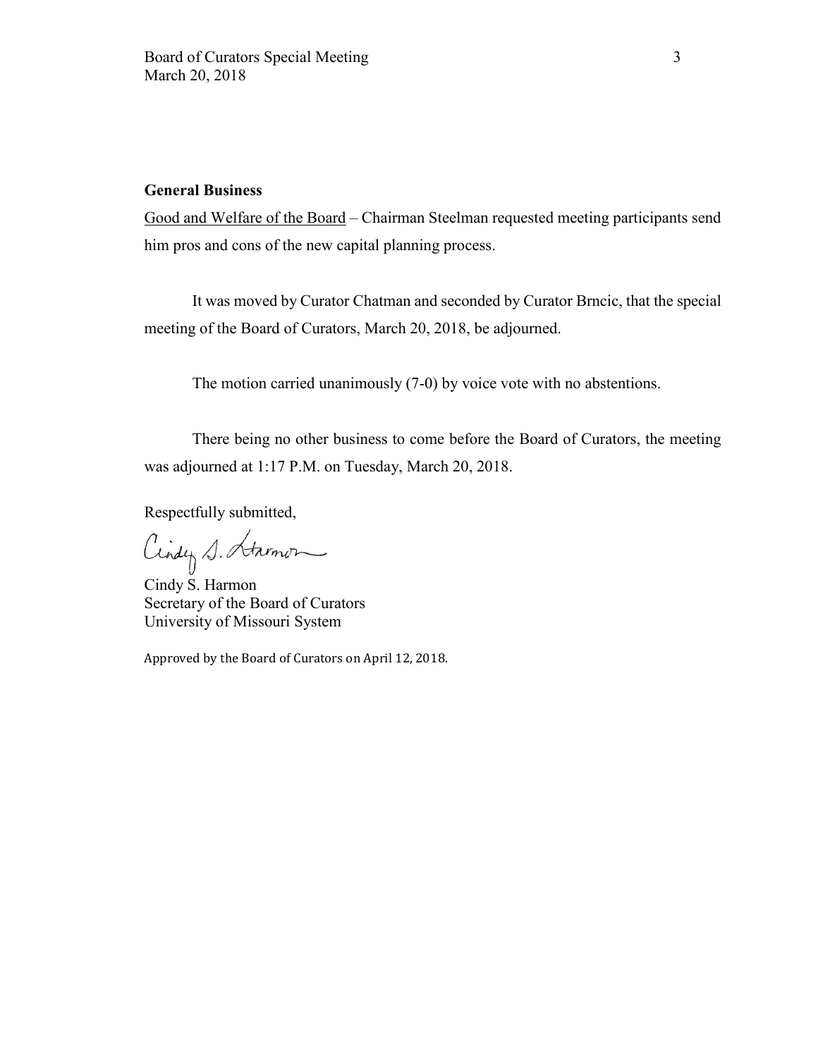**General Business**

Good and Welfare of the Board – Chairman Steelman requested meeting participants send him pros and cons of the new capital planning process.

It was moved by Curator Chatman and seconded by Curator Brncic, that the special meeting of the Board of Curators, March 20, 2018, be adjourned.

The motion carried unanimously (7-0) by voice vote with no abstentions.

There being no other business to come before the Board of Curators, the meeting was adjourned at 1:17 P.M. on Tuesday, March 20, 2018.

Respectfully submitted,

Cindy S. Harmon

Cindy S. Harmon
Secretary of the Board of Curators
University of Missouri System

Approved by the Board of Curators on April 12, 2018.